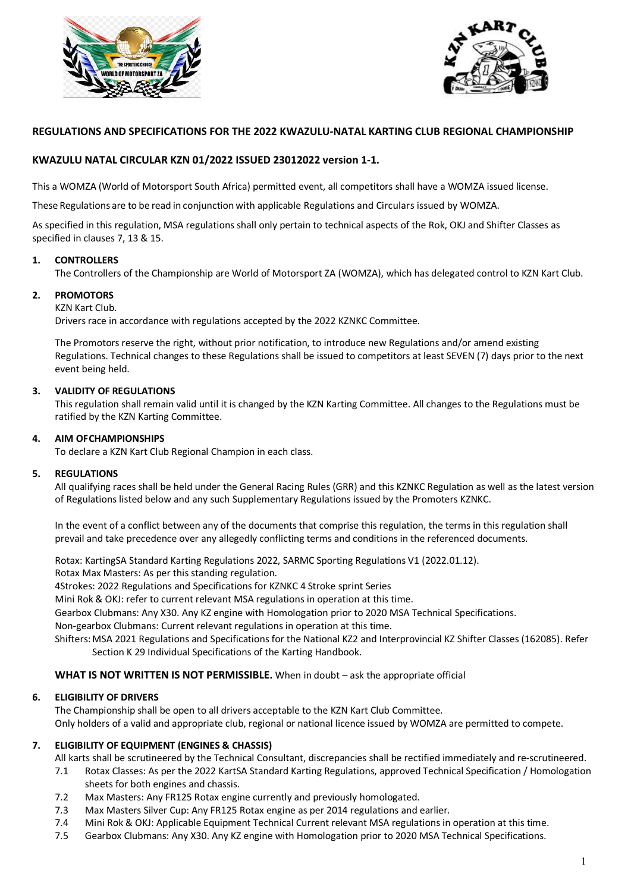**REGULATIONS AND SPECIFICATIONS FOR THE 2022 KWAZULU-NATAL KARTING CLUB REGIONAL CHAMPIONSHIP**

**KWAZULU NATAL CIRCULAR KZN 01/2022 ISSUED 23012022 version 1-1.**

This a WOMZA (World of Motorsport South Africa) permitted event, all competitors shall have a WOMZA issued license.

These Regulations are to be read in conjunction with applicable Regulations and Circulars issued by WOMZA.

As specified in this regulation, MSA regulations shall only pertain to technical aspects of the Rok, OKJ and Shifter Classes as specified in clauses 7, 13 & 15.

**1. CONTROLLERS**

The Controllers of the Championship are World of Motorsport ZA (WOMZA), which has delegated control to KZN Kart Club.

**2. PROMOTORS**

KZN Kart Club.

Drivers race in accordance with regulations accepted by the 2022 KZNKC Committee.

The Promotors reserve the right, without prior notification, to introduce new Regulations and/or amend existing Regulations. Technical changes to these Regulations shall be issued to competitors at least SEVEN (7) days prior to the next event being held.

**3. VALIDITY OF REGULATIONS**

This regulation shall remain valid until it is changed by the KZN Karting Committee. All changes to the Regulations must be ratified by the KZN Karting Committee.

**4. AIM OFCHAMPIONSHIPS**

To declare a KZN Kart Club Regional Champion in each class.

**5. REGULATIONS**

All qualifying races shall be held under the General Racing Rules (GRR) and this KZNKC Regulation as well as the latest version of Regulations listed below and any such Supplementary Regulations issued by the Promoters KZNKC.

In the event of a conflict between any of the documents that comprise this regulation, the terms in this regulation shall prevail and take precedence over any allegedly conflicting terms and conditions in the referenced documents.

Rotax: KartingSA Standard Karting Regulations 2022, SARMC Sporting Regulations V1 (2022.01.12).
Rotax Max Masters: As per this standing regulation.
4Strokes: 2022 Regulations and Specifications for KZNKC 4 Stroke sprint Series
Mini Rok & OKJ: refer to current relevant MSA regulations in operation at this time.
Gearbox Clubmans: Any X30. Any KZ engine with Homologation prior to 2020 MSA Technical Specifications.
Non-gearbox Clubmans: Current relevant regulations in operation at this time.
Shifters: MSA 2021 Regulations and Specifications for the National KZ2 and Interprovincial KZ Shifter Classes (162085). Refer Section K 29 Individual Specifications of the Karting Handbook.

**WHAT IS NOT WRITTEN IS NOT PERMISSIBLE.** When in doubt – ask the appropriate official

**6. ELIGIBILITY OF DRIVERS**

The Championship shall be open to all drivers acceptable to the KZN Kart Club Committee.
Only holders of a valid and appropriate club, regional or national licence issued by WOMZA are permitted to compete.

**7. ELIGIBILITY OF EQUIPMENT (ENGINES & CHASSIS)**

All karts shall be scrutineered by the Technical Consultant, discrepancies shall be rectified immediately and re-scrutineered.

7.1 Rotax Classes: As per the 2022 KartSA Standard Karting Regulations, approved Technical Specification / Homologation sheets for both engines and chassis.

7.2 Max Masters: Any FR125 Rotax engine currently and previously homologated.

7.3 Max Masters Silver Cup: Any FR125 Rotax engine as per 2014 regulations and earlier.

7.4 Mini Rok & OKJ: Applicable Equipment Technical Current relevant MSA regulations in operation at this time.

7.5 Gearbox Clubmans: Any X30. Any KZ engine with Homologation prior to 2020 MSA Technical Specifications.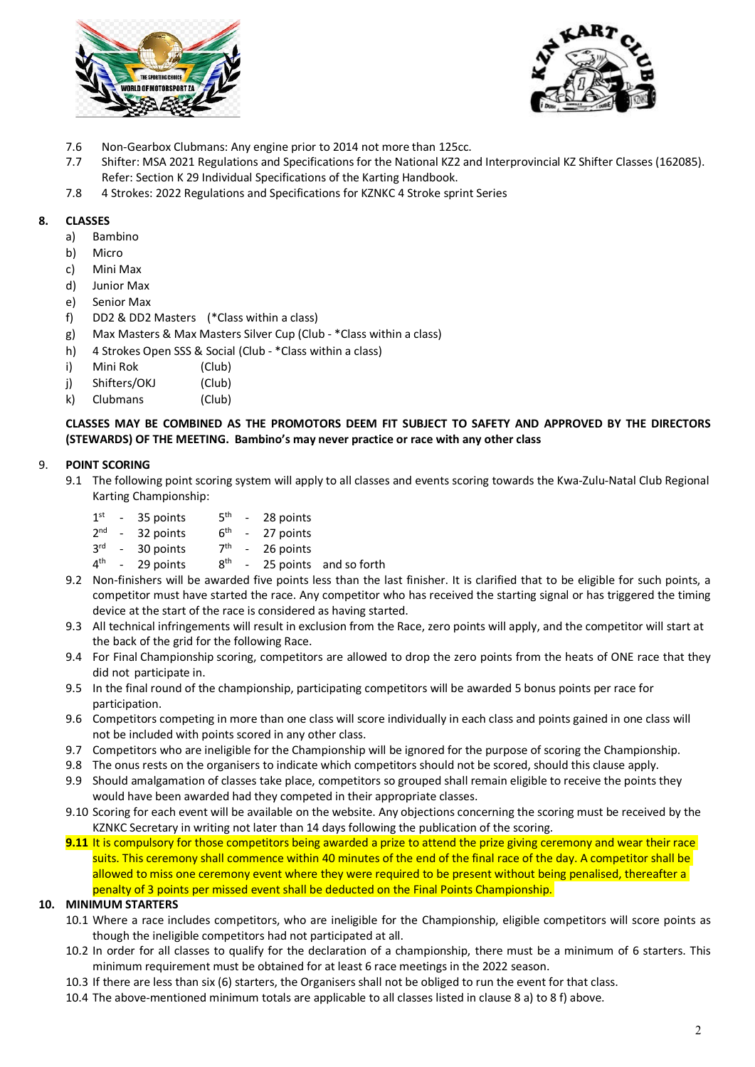7.6 Non-Gearbox Clubmans: Any engine prior to 2014 not more than 125cc.

7.7 Shifter: MSA 2021 Regulations and Specifications for the National KZ2 and Interprovincial KZ Shifter Classes (162085). Refer: Section K 29 Individual Specifications of the Karting Handbook.

7.8 4 Strokes: 2022 Regulations and Specifications for KZNKC 4 Stroke sprint Series

## 8. CLASSES

a) Bambino
b) Micro
c) Mini Max
d) Junior Max
e) Senior Max
f) DD2 & DD2 Masters (*Class within a class)
g) Max Masters & Max Masters Silver Cup (Club - *Class within a class)
h) 4 Strokes Open SSS & Social (Club - *Class within a class)
i) Mini Rok (Club)
j) Shifters/OKJ (Club)
k) Clubmans (Club)

**CLASSES MAY BE COMBINED AS THE PROMOTORS DEEM FIT SUBJECT TO SAFETY AND APPROVED BY THE DIRECTORS (STEWARDS) OF THE MEETING. Bambino's may never practice or race with any other class**

## 9. POINT SCORING

9.1 The following point scoring system will apply to all classes and events scoring towards the Kwa-Zulu-Natal Club Regional Karting Championship:

| | | | |
|---|---|---|---|
| 1st | - 35 points | 5th | - 28 points |
| 2nd | - 32 points | 6th | - 27 points |
| 3rd | - 30 points | 7th | - 26 points |
| 4th | - 29 points | 8th | - 25 points and so forth |

9.2 Non-finishers will be awarded five points less than the last finisher. It is clarified that to be eligible for such points, a competitor must have started the race. Any competitor who has received the starting signal or has triggered the timing device at the start of the race is considered as having started.

9.3 All technical infringements will result in exclusion from the Race, zero points will apply, and the competitor will start at the back of the grid for the following Race.

9.4 For Final Championship scoring, competitors are allowed to drop the zero points from the heats of ONE race that they did not participate in.

9.5 In the final round of the championship, participating competitors will be awarded 5 bonus points per race for participation.

9.6 Competitors competing in more than one class will score individually in each class and points gained in one class will not be included with points scored in any other class.

9.7 Competitors who are ineligible for the Championship will be ignored for the purpose of scoring the Championship.

9.8 The onus rests on the organisers to indicate which competitors should not be scored, should this clause apply.

9.9 Should amalgamation of classes take place, competitors so grouped shall remain eligible to receive the points they would have been awarded had they competed in their appropriate classes.

9.10 Scoring for each event will be available on the website. Any objections concerning the scoring must be received by the KZNKC Secretary in writing not later than 14 days following the publication of the scoring.

**9.11** It is compulsory for those competitors being awarded a prize to attend the prize giving ceremony and wear their race suits. This ceremony shall commence within 40 minutes of the end of the final race of the day. A competitor shall be allowed to miss one ceremony event where they were required to be present without being penalised, thereafter a penalty of 3 points per missed event shall be deducted on the Final Points Championship.

## 10. MINIMUM STARTERS

10.1 Where a race includes competitors, who are ineligible for the Championship, eligible competitors will score points as though the ineligible competitors had not participated at all.

10.2 In order for all classes to qualify for the declaration of a championship, there must be a minimum of 6 starters. This minimum requirement must be obtained for at least 6 race meetings in the 2022 season.

10.3 If there are less than six (6) starters, the Organisers shall not be obliged to run the event for that class.

10.4 The above-mentioned minimum totals are applicable to all classes listed in clause 8 a) to 8 f) above.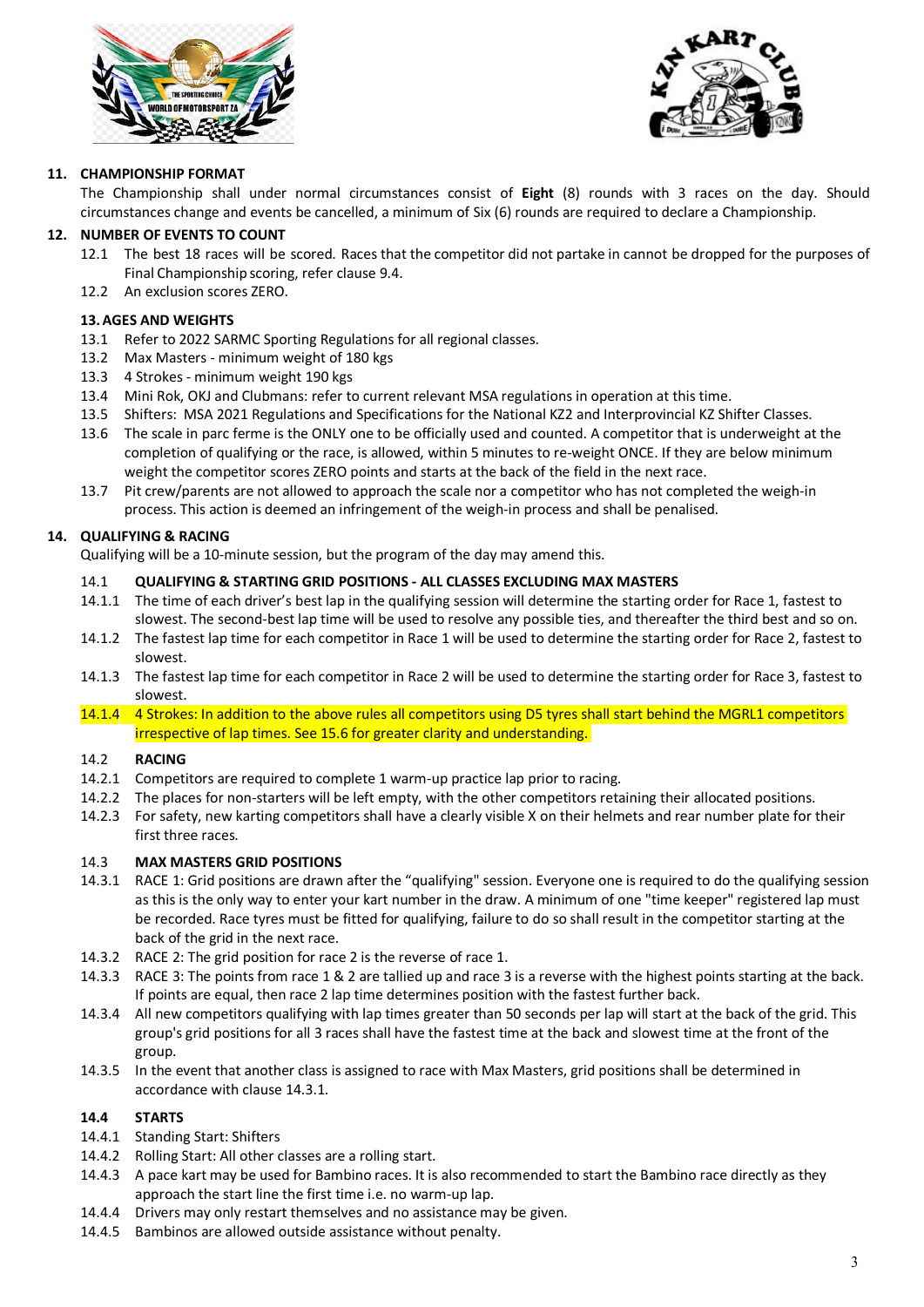## 11. CHAMPIONSHIP FORMAT

The Championship shall under normal circumstances consist of **Eight** (8) rounds with 3 races on the day. Should circumstances change and events be cancelled, a minimum of Six (6) rounds are required to declare a Championship.

## 12. NUMBER OF EVENTS TO COUNT

12.1 The best 18 races will be scored. Races that the competitor did not partake in cannot be dropped for the purposes of Final Championship scoring, refer clause 9.4.

12.2 An exclusion scores ZERO.

## 13. AGES AND WEIGHTS

13.1 Refer to 2022 SARMC Sporting Regulations for all regional classes.

13.2 Max Masters - minimum weight of 180 kgs

13.3 4 Strokes - minimum weight 190 kgs

13.4 Mini Rok, OKJ and Clubmans: refer to current relevant MSA regulations in operation at this time.

13.5 Shifters: MSA 2021 Regulations and Specifications for the National KZ2 and Interprovincial KZ Shifter Classes.

13.6 The scale in parc ferme is the ONLY one to be officially used and counted. A competitor that is underweight at the completion of qualifying or the race, is allowed, within 5 minutes to re-weight ONCE. If they are below minimum weight the competitor scores ZERO points and starts at the back of the field in the next race.

13.7 Pit crew/parents are not allowed to approach the scale nor a competitor who has not completed the weigh-in process. This action is deemed an infringement of the weigh-in process and shall be penalised.

## 14. QUALIFYING & RACING

Qualifying will be a 10-minute session, but the program of the day may amend this.

### 14.1 QUALIFYING & STARTING GRID POSITIONS - ALL CLASSES EXCLUDING MAX MASTERS

14.1.1 The time of each driver's best lap in the qualifying session will determine the starting order for Race 1, fastest to slowest. The second-best lap time will be used to resolve any possible ties, and thereafter the third best and so on.

14.1.2 The fastest lap time for each competitor in Race 1 will be used to determine the starting order for Race 2, fastest to slowest.

14.1.3 The fastest lap time for each competitor in Race 2 will be used to determine the starting order for Race 3, fastest to slowest.

14.1.4 4 Strokes: In addition to the above rules all competitors using D5 tyres shall start behind the MGRL1 competitors irrespective of lap times. See 15.6 for greater clarity and understanding.

### 14.2 RACING

14.2.1 Competitors are required to complete 1 warm-up practice lap prior to racing.

14.2.2 The places for non-starters will be left empty, with the other competitors retaining their allocated positions.

14.2.3 For safety, new karting competitors shall have a clearly visible X on their helmets and rear number plate for their first three races.

### 14.3 MAX MASTERS GRID POSITIONS

14.3.1 RACE 1: Grid positions are drawn after the "qualifying" session. Everyone one is required to do the qualifying session as this is the only way to enter your kart number in the draw. A minimum of one "time keeper" registered lap must be recorded. Race tyres must be fitted for qualifying, failure to do so shall result in the competitor starting at the back of the grid in the next race.

14.3.2 RACE 2: The grid position for race 2 is the reverse of race 1.

14.3.3 RACE 3: The points from race 1 & 2 are tallied up and race 3 is a reverse with the highest points starting at the back. If points are equal, then race 2 lap time determines position with the fastest further back.

14.3.4 All new competitors qualifying with lap times greater than 50 seconds per lap will start at the back of the grid. This group's grid positions for all 3 races shall have the fastest time at the back and slowest time at the front of the group.

14.3.5 In the event that another class is assigned to race with Max Masters, grid positions shall be determined in accordance with clause 14.3.1.

### 14.4 STARTS

14.4.1 Standing Start: Shifters

14.4.2 Rolling Start: All other classes are a rolling start.

14.4.3 A pace kart may be used for Bambino races. It is also recommended to start the Bambino race directly as they approach the start line the first time i.e. no warm-up lap.

14.4.4 Drivers may only restart themselves and no assistance may be given.

14.4.5 Bambinos are allowed outside assistance without penalty.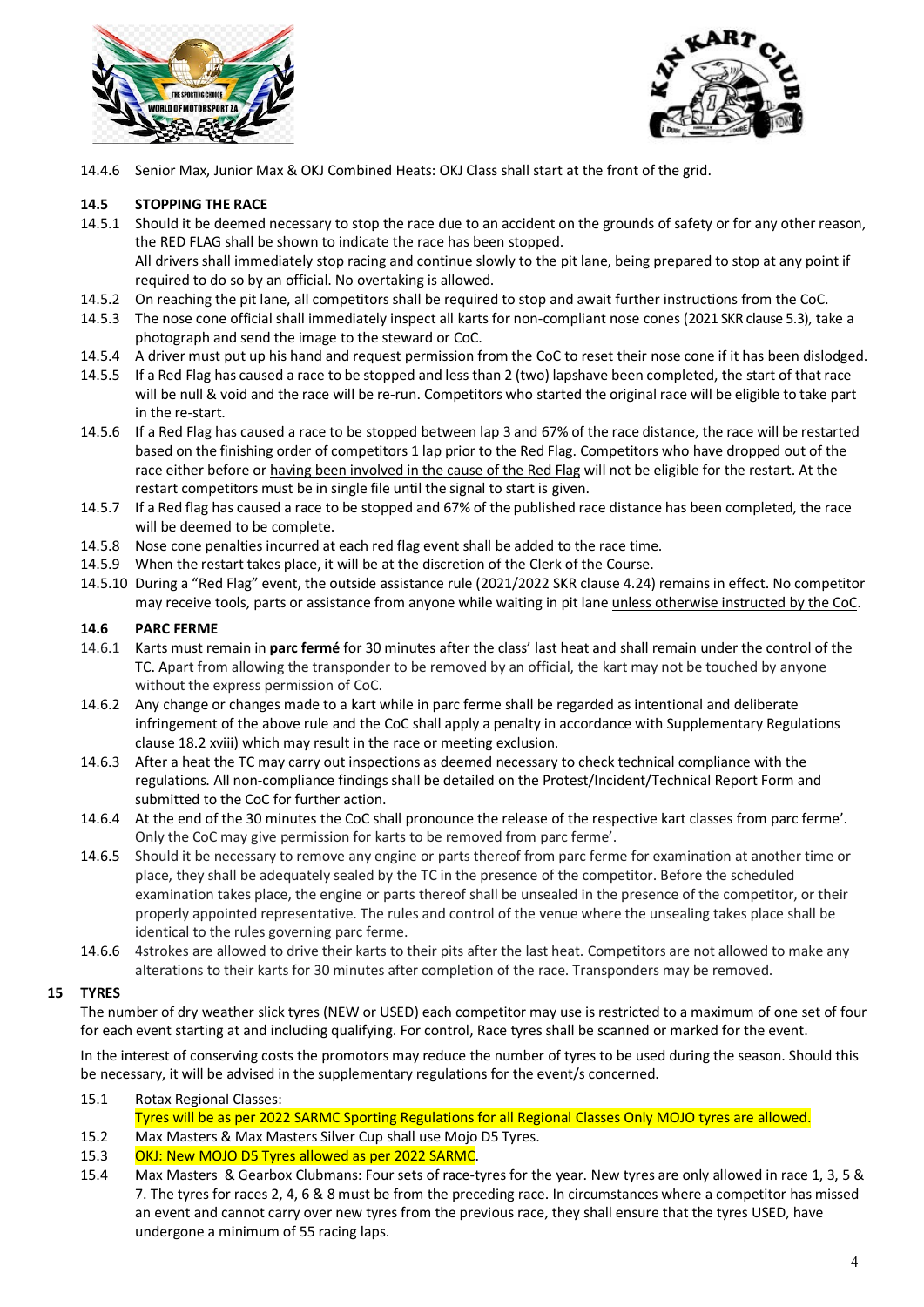14.4.6 Senior Max, Junior Max & OKJ Combined Heats: OKJ Class shall start at the front of the grid.

### 14.5 STOPPING THE RACE

14.5.1 Should it be deemed necessary to stop the race due to an accident on the grounds of safety or for any other reason, the RED FLAG shall be shown to indicate the race has been stopped.
All drivers shall immediately stop racing and continue slowly to the pit lane, being prepared to stop at any point if required to do so by an official. No overtaking is allowed.

14.5.2 On reaching the pit lane, all competitors shall be required to stop and await further instructions from the CoC.

14.5.3 The nose cone official shall immediately inspect all karts for non-compliant nose cones (2021 SKR clause 5.3), take a photograph and send the image to the steward or CoC.

14.5.4 A driver must put up his hand and request permission from the CoC to reset their nose cone if it has been dislodged.

14.5.5 If a Red Flag has caused a race to be stopped and less than 2 (two) lapshave been completed, the start of that race will be null & void and the race will be re-run. Competitors who started the original race will be eligible to take part in the re-start.

14.5.6 If a Red Flag has caused a race to be stopped between lap 3 and 67% of the race distance, the race will be restarted based on the finishing order of competitors 1 lap prior to the Red Flag. Competitors who have dropped out of the race either before or <u>having been involved in the cause of the Red Flag</u> will not be eligible for the restart. At the restart competitors must be in single file until the signal to start is given.

14.5.7 If a Red flag has caused a race to be stopped and 67% of the published race distance has been completed, the race will be deemed to be complete.

14.5.8 Nose cone penalties incurred at each red flag event shall be added to the race time.

14.5.9 When the restart takes place, it will be at the discretion of the Clerk of the Course.

14.5.10 During a "Red Flag" event, the outside assistance rule (2021/2022 SKR clause 4.24) remains in effect. No competitor may receive tools, parts or assistance from anyone while waiting in pit lane <u>unless otherwise instructed by the CoC</u>.

### 14.6 PARC FERME

14.6.1 Karts must remain in **parc fermé** for 30 minutes after the class' last heat and shall remain under the control of the TC. Apart from allowing the transponder to be removed by an official, the kart may not be touched by anyone without the express permission of CoC.

14.6.2 Any change or changes made to a kart while in parc ferme shall be regarded as intentional and deliberate infringement of the above rule and the CoC shall apply a penalty in accordance with Supplementary Regulations clause 18.2 xviii) which may result in the race or meeting exclusion.

14.6.3 After a heat the TC may carry out inspections as deemed necessary to check technical compliance with the regulations. All non-compliance findings shall be detailed on the Protest/Incident/Technical Report Form and submitted to the CoC for further action.

14.6.4 At the end of the 30 minutes the CoC shall pronounce the release of the respective kart classes from parc ferme'. Only the CoC may give permission for karts to be removed from parc ferme'.

14.6.5 Should it be necessary to remove any engine or parts thereof from parc ferme for examination at another time or place, they shall be adequately sealed by the TC in the presence of the competitor. Before the scheduled examination takes place, the engine or parts thereof shall be unsealed in the presence of the competitor, or their properly appointed representative. The rules and control of the venue where the unsealing takes place shall be identical to the rules governing parc ferme.

14.6.6 4strokes are allowed to drive their karts to their pits after the last heat. Competitors are not allowed to make any alterations to their karts for 30 minutes after completion of the race. Transponders may be removed.

## 15 TYRES

The number of dry weather slick tyres (NEW or USED) each competitor may use is restricted to a maximum of one set of four for each event starting at and including qualifying. For control, Race tyres shall be scanned or marked for the event.

In the interest of conserving costs the promotors may reduce the number of tyres to be used during the season. Should this be necessary, it will be advised in the supplementary regulations for the event/s concerned.

15.1 Rotax Regional Classes:
Tyres will be as per 2022 SARMC Sporting Regulations for all Regional Classes Only MOJO tyres are allowed.

15.2 Max Masters & Max Masters Silver Cup shall use Mojo D5 Tyres.

15.3 OKJ: New MOJO D5 Tyres allowed as per 2022 SARMC.

15.4 Max Masters & Gearbox Clubmans: Four sets of race-tyres for the year. New tyres are only allowed in race 1, 3, 5 & 7. The tyres for races 2, 4, 6 & 8 must be from the preceding race. In circumstances where a competitor has missed an event and cannot carry over new tyres from the previous race, they shall ensure that the tyres USED, have undergone a minimum of 55 racing laps.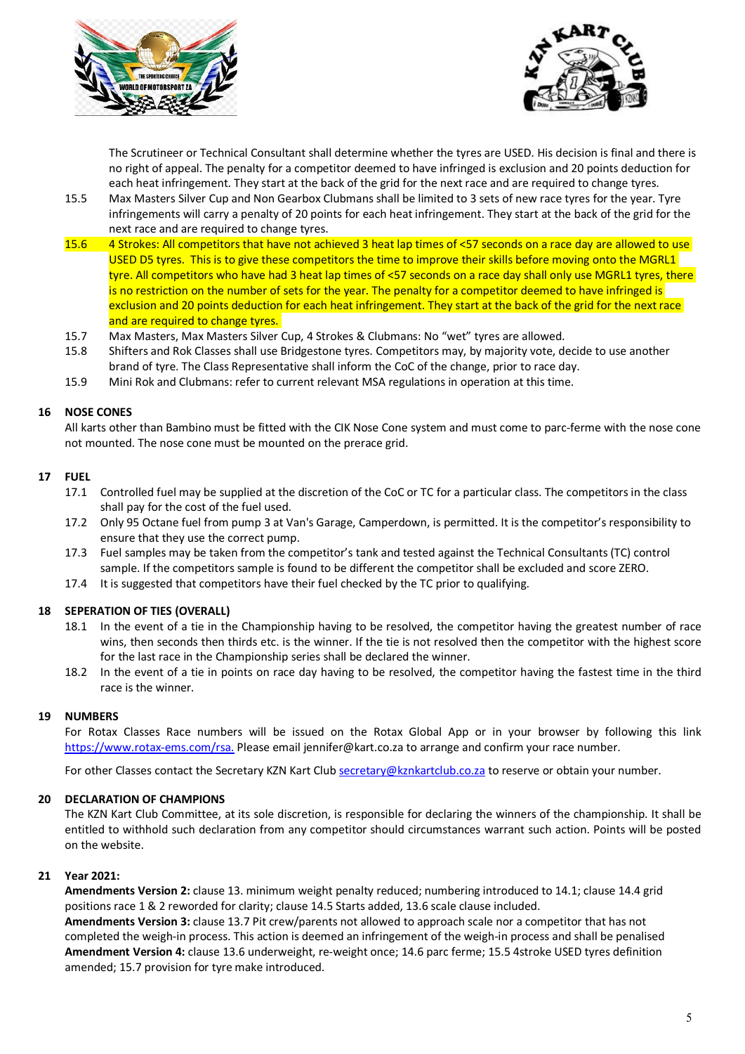The Scrutineer or Technical Consultant shall determine whether the tyres are USED. His decision is final and there is no right of appeal. The penalty for a competitor deemed to have infringed is exclusion and 20 points deduction for each heat infringement. They start at the back of the grid for the next race and are required to change tyres.

15.5 Max Masters Silver Cup and Non Gearbox Clubmans shall be limited to 3 sets of new race tyres for the year. Tyre infringements will carry a penalty of 20 points for each heat infringement. They start at the back of the grid for the next race and are required to change tyres.

15.6 4 Strokes: All competitors that have not achieved 3 heat lap times of <57 seconds on a race day are allowed to use USED D5 tyres. This is to give these competitors the time to improve their skills before moving onto the MGRL1 tyre. All competitors who have had 3 heat lap times of <57 seconds on a race day shall only use MGRL1 tyres, there is no restriction on the number of sets for the year. The penalty for a competitor deemed to have infringed is exclusion and 20 points deduction for each heat infringement. They start at the back of the grid for the next race and are required to change tyres.

15.7 Max Masters, Max Masters Silver Cup, 4 Strokes & Clubmans: No "wet" tyres are allowed.

15.8 Shifters and Rok Classes shall use Bridgestone tyres. Competitors may, by majority vote, decide to use another brand of tyre. The Class Representative shall inform the CoC of the change, prior to race day.

15.9 Mini Rok and Clubmans: refer to current relevant MSA regulations in operation at this time.

## 16 NOSE CONES

All karts other than Bambino must be fitted with the CIK Nose Cone system and must come to parc-ferme with the nose cone not mounted. The nose cone must be mounted on the prerace grid.

## 17 FUEL

17.1 Controlled fuel may be supplied at the discretion of the CoC or TC for a particular class. The competitors in the class shall pay for the cost of the fuel used.

17.2 Only 95 Octane fuel from pump 3 at Van's Garage, Camperdown, is permitted. It is the competitor's responsibility to ensure that they use the correct pump.

17.3 Fuel samples may be taken from the competitor's tank and tested against the Technical Consultants (TC) control sample. If the competitors sample is found to be different the competitor shall be excluded and score ZERO.

17.4 It is suggested that competitors have their fuel checked by the TC prior to qualifying.

## 18 SEPERATION OF TIES (OVERALL)

18.1 In the event of a tie in the Championship having to be resolved, the competitor having the greatest number of race wins, then seconds then thirds etc. is the winner. If the tie is not resolved then the competitor with the highest score for the last race in the Championship series shall be declared the winner.

18.2 In the event of a tie in points on race day having to be resolved, the competitor having the fastest time in the third race is the winner.

## 19 NUMBERS

For Rotax Classes Race numbers will be issued on the Rotax Global App or in your browser by following this link https://www.rotax-ems.com/rsa. Please email jennifer@kart.co.za to arrange and confirm your race number.

For other Classes contact the Secretary KZN Kart Club secretary@kznkartclub.co.za to reserve or obtain your number.

## 20 DECLARATION OF CHAMPIONS

The KZN Kart Club Committee, at its sole discretion, is responsible for declaring the winners of the championship. It shall be entitled to withhold such declaration from any competitor should circumstances warrant such action. Points will be posted on the website.

## 21 Year 2021:

**Amendments Version 2:** clause 13. minimum weight penalty reduced; numbering introduced to 14.1; clause 14.4 grid positions race 1 & 2 reworded for clarity; clause 14.5 Starts added, 13.6 scale clause included.
**Amendments Version 3:** clause 13.7 Pit crew/parents not allowed to approach scale nor a competitor that has not completed the weigh-in process. This action is deemed an infringement of the weigh-in process and shall be penalised
**Amendment Version 4:** clause 13.6 underweight, re-weight once; 14.6 parc ferme; 15.5 4stroke USED tyres definition amended; 15.7 provision for tyre make introduced.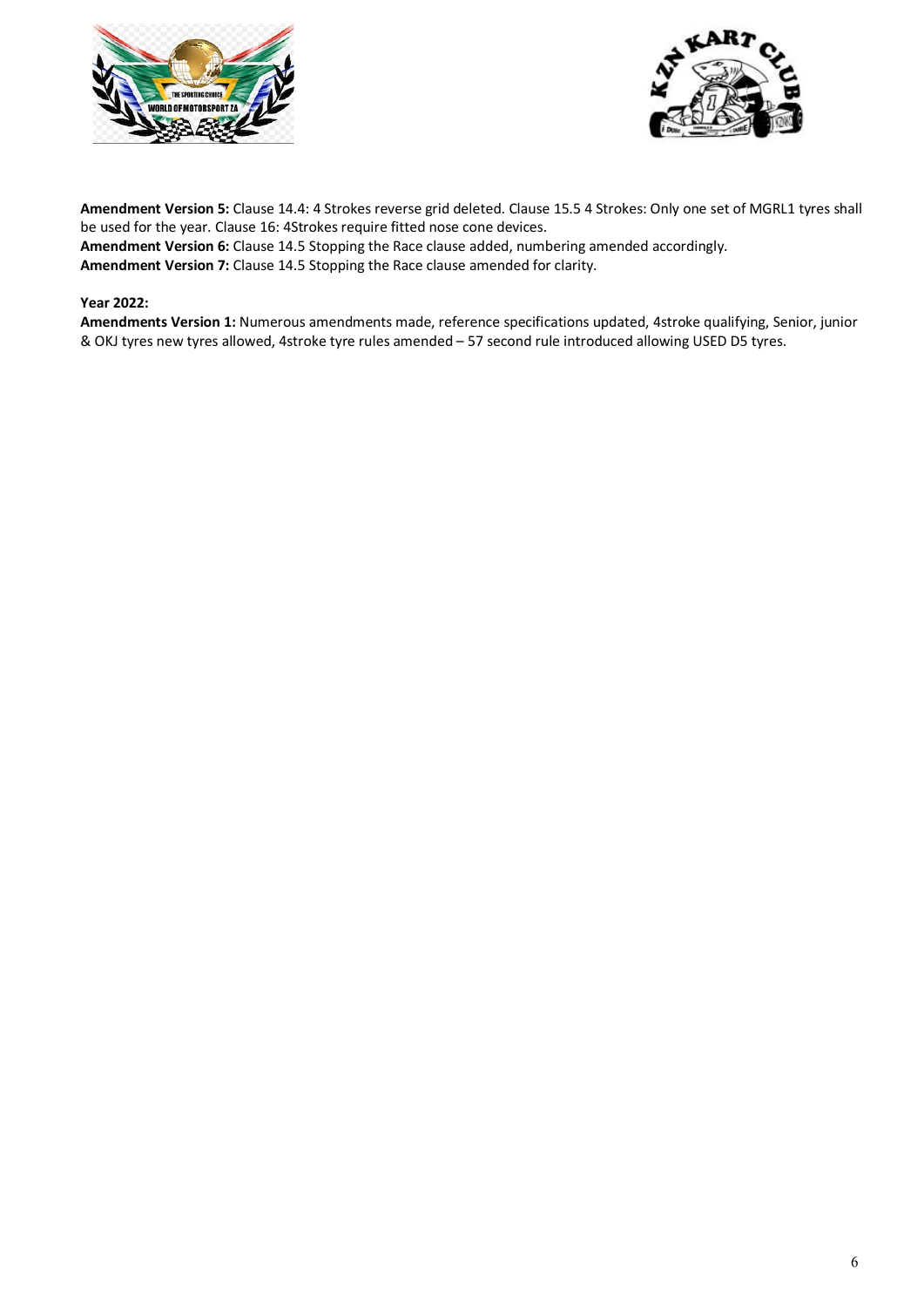**Amendment Version 5:** Clause 14.4: 4 Strokes reverse grid deleted. Clause 15.5 4 Strokes: Only one set of MGRL1 tyres shall be used for the year. Clause 16: 4Strokes require fitted nose cone devices.
**Amendment Version 6:** Clause 14.5 Stopping the Race clause added, numbering amended accordingly.
**Amendment Version 7:** Clause 14.5 Stopping the Race clause amended for clarity.

**Year 2022:**
**Amendments Version 1:** Numerous amendments made, reference specifications updated, 4stroke qualifying, Senior, junior & OKJ tyres new tyres allowed, 4stroke tyre rules amended – 57 second rule introduced allowing USED D5 tyres.